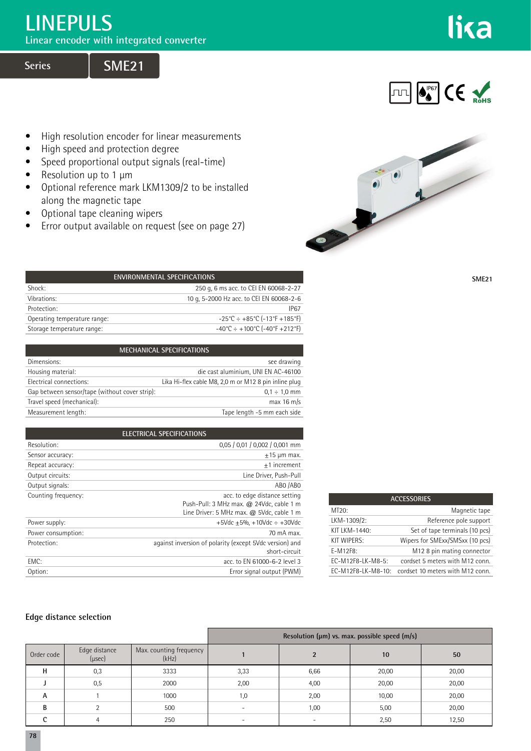# LINEPULS

Linear encoder with integrated converter

**Series** **SME21**

- High resolution encoder for linear measurements
- High speed and protection degree
- Speed proportional output signals (real-time)
- Resolution up to 1 µm
- Optional reference mark LKM1309/2 to be installed along the magnetic tape
- Optional tape cleaning wipers
- Error output available on request (see on page 27)

SME21

| ENVIRONMENTAL SPECIFICATIONS | |
|---|---|
| Shock: | 250 g, 6 ms acc. to CEI EN 60068-2-27 |
| Vibrations: | 10 g, 5-2000 Hz acc. to CEI EN 60068-2-6 |
| Protection: | IP67 |
| Operating temperature range: | -25°C ÷ +85°C (-13°F +185°F) |
| Storage temperature range: | -40°C ÷ +100°C (-40°F +212°F) |

| MECHANICAL SPECIFICATIONS | |
|---|---|
| Dimensions: | see drawing |
| Housing material: | die cast aluminium, UNI EN AC-46100 |
| Electrical connections: | Lika Hi-flex cable M8, 2,0 m or M12 8 pin inline plug |
| Gap between sensor/tape (without cover strip): | 0,1 ÷ 1,0 mm |
| Travel speed (mechanical): | max 16 m/s |
| Measurement length: | Tape length -5 mm each side |

| ELECTRICAL SPECIFICATIONS | |
|---|---|
| Resolution: | 0,05 / 0,01 / 0,002 / 0,001 mm |
| Sensor accuracy: | ±15 µm max. |
| Repeat accuracy: | ±1 increment |
| Output circuits: | Line Driver, Push-Pull |
| Output signals: | AB0 /AB0 |
| Counting frequency: | acc. to edge distance setting<br>Push-Pull: 3 MHz max. @ 24Vdc, cable 1 m<br>Line Driver: 5 MHz max. @ 5Vdc, cable 1 m |
| Power supply: | +5Vdc ±5%, +10Vdc ÷ +30Vdc |
| Power consumption: | 70 mA max. |
| Protection: | against inversion of polarity (except 5Vdc version) and short-circuit |
| EMC: | acc. to EN 61000-6-2 level 3 |
| Option: | Error signal output (PWM) |

| ACCESSORIES | |
|---|---|
| MT20: | Magnetic tape |
| LKM-1309/2: | Reference pole support |
| KIT LKM-1440: | Set of tape terminals (10 pcs) |
| KIT WIPERS: | Wipers for SMExx/SMSxx (10 pcs) |
| E-M12F8: | M12 8 pin mating connector |
| EC-M12F8-LK-M8-5: | cordset 5 meters with M12 conn. |
| EC-M12F8-LK-M8-10: | cordset 10 meters with M12 conn. |

### Edge distance selection

| | | | Resolution (µm) vs. max. possible speed (m/s) | | | |
|---|---|---|---|---|---|---|
| Order code | Edge distance (µsec) | Max. counting frequency (kHz) | 1 | 2 | 10 | 50 |
| H | 0,3 | 3333 | 3,33 | 6,66 | 20,00 | 20,00 |
| J | 0,5 | 2000 | 2,00 | 4,00 | 20,00 | 20,00 |
| A | 1 | 1000 | 1,0 | 2,00 | 10,00 | 20,00 |
| B | 2 | 500 | - | 1,00 | 5,00 | 20,00 |
| C | 4 | 250 | - | - | 2,50 | 12,50 |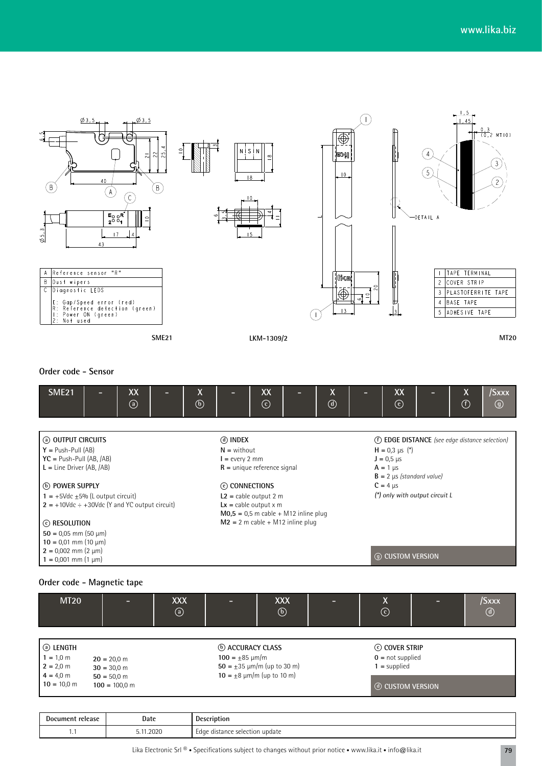| A | Reference sensor "R" |
|---|---|
| B | Dust wipers |
| C | Diagnostic LEDS<br>E: Gap/Speed error (red)<br>R: Reference detection (green)<br>1: Power ON (green)<br>2: Not used |

SME21

LKM-1309/2

| 1 | TAPE TERMINAL |
|---|---|
| 2 | COVER STRIP |
| 3 | PLASTOFERRITE TAPE |
| 4 | BASE TAPE |
| 5 | ADHESIVE TAPE |

MT20

## Order code - Sensor

| SME21 | - | XX (a) | - | X (b) | - | XX (c) | - | X (d) | - | XX (e) | - | X (f) | /Sxxx (g) |
|---|---|---|---|---|---|---|---|---|---|---|---|---|---|

**(a) OUTPUT CIRCUITS**
**Y** = Push-Pull (AB)
**YC** = Push-Pull (AB, /AB)
**L** = Line Driver (AB, /AB)

**(b) POWER SUPPLY**
**1** = +5Vdc ±5% (L output circuit)
**2** = +10Vdc ÷ +30Vdc (Y and YC output circuit)

**(c) RESOLUTION**
**50** = 0,05 mm (50 µm)
**10** = 0,01 mm (10 µm)
**2** = 0,002 mm (2 µm)
**1** = 0,001 mm (1 µm)

**(d) INDEX**
**N** = without
**I** = every 2 mm
**R** = unique reference signal

**(e) CONNECTIONS**
**L2** = cable output 2 m
**Lx** = cable output x m
**M0,5** = 0,5 m cable + M12 inline plug
**M2** = 2 m cable + M12 inline plug

**(f) EDGE DISTANCE** *(see edge distance selection)*
**H** = 0,3 µs (*)
**J** = 0,5 µs
**A** = 1 µs
**B** = 2 µs *(standard value)*
**C** = 4 µs
*(*) only with output circuit L*

**(g) CUSTOM VERSION**

## Order code - Magnetic tape

| MT20 | - | XXX (a) | - | XXX (b) | - | X (c) | - | /Sxxx (d) |
|---|---|---|---|---|---|---|---|---|

**(a) LENGTH**

| | |
|---|---|
| **1** = 1,0 m | **20** = 20,0 m |
| **2** = 2,0 m | **30** = 30,0 m |
| **4** = 4,0 m | **50** = 50,0 m |
| **10** = 10,0 m | **100** = 100,0 m |

**(b) ACCURACY CLASS**
**100** = ±85 µm/m
**50** = ±35 µm/m (up to 30 m)
**10** = ±8 µm/m (up to 10 m)

**(c) COVER STRIP**
**0** = not supplied
**1** = supplied

**(d) CUSTOM VERSION**

| Document release | Date | Description |
|---|---|---|
| 1.1 | 5.11.2020 | Edge distance selection update |